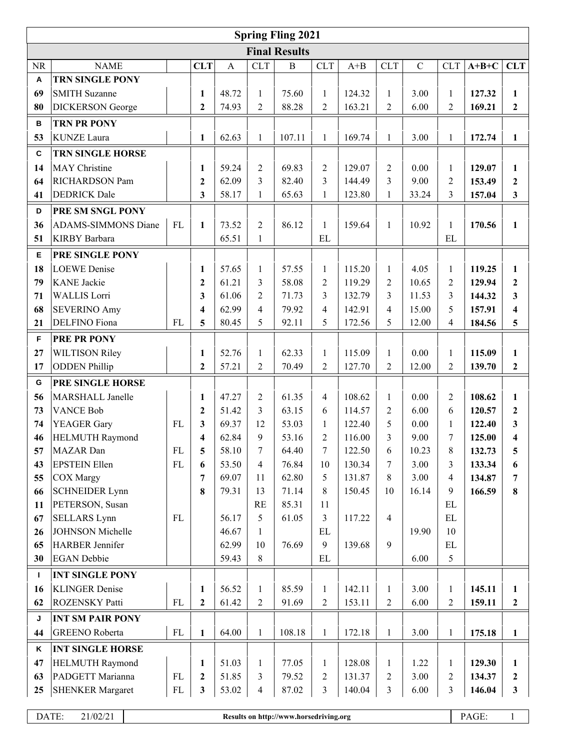# Spring Fling 2021

## Final Results

| NR | NAME | | CLT | A | CLT | B | CLT | A+B | CLT | C | CLT | A+B+C | CLT |
|---|---|---|---|---|---|---|---|---|---|---|---|---|---|
| A | **TRN SINGLE PONY** | | | | | | | | | | | | |
| 69 | SMITH Suzanne | | **1** | 48.72 | 1 | 75.60 | 1 | 124.32 | 1 | 3.00 | 1 | **127.32** | **1** |
| 80 | DICKERSON George | | **2** | 74.93 | 2 | 88.28 | 2 | 163.21 | 2 | 6.00 | 2 | **169.21** | **2** |
| B | **TRN PR PONY** | | | | | | | | | | | | |
| 53 | KUNZE Laura | | **1** | 62.63 | 1 | 107.11 | 1 | 169.74 | 1 | 3.00 | 1 | **172.74** | **1** |
| C | **TRN SINGLE HORSE** | | | | | | | | | | | | |
| 14 | MAY Christine | | **1** | 59.24 | 2 | 69.83 | 2 | 129.07 | 2 | 0.00 | 1 | **129.07** | **1** |
| 64 | RICHARDSON Pam | | **2** | 62.09 | 3 | 82.40 | 3 | 144.49 | 3 | 9.00 | 2 | **153.49** | **2** |
| 41 | DEDRICK Dale | | **3** | 58.17 | 1 | 65.63 | 1 | 123.80 | 1 | 33.24 | 3 | **157.04** | **3** |
| D | **PRE SM SNGL PONY** | | | | | | | | | | | | |
| 36 | ADAMS-SIMMONS Diane | FL | **1** | 73.52 | 2 | 86.12 | 1 | 159.64 | 1 | 10.92 | 1 | **170.56** | **1** |
| 51 | KIRBY Barbara | | | 65.51 | 1 | | EL | | | | EL | | |
| E | **PRE SINGLE PONY** | | | | | | | | | | | | |
| 18 | LOEWE Denise | | **1** | 57.65 | 1 | 57.55 | 1 | 115.20 | 1 | 4.05 | 1 | **119.25** | **1** |
| 79 | KANE Jackie | | **2** | 61.21 | 3 | 58.08 | 2 | 119.29 | 2 | 10.65 | 2 | **129.94** | **2** |
| 71 | WALLIS Lorri | | **3** | 61.06 | 2 | 71.73 | 3 | 132.79 | 3 | 11.53 | 3 | **144.32** | **3** |
| 68 | SEVERINO Amy | | **4** | 62.99 | 4 | 79.92 | 4 | 142.91 | 4 | 15.00 | 5 | **157.91** | **4** |
| 21 | DELFINO Fiona | FL | **5** | 80.45 | 5 | 92.11 | 5 | 172.56 | 5 | 12.00 | 4 | **184.56** | **5** |
| F | **PRE PR PONY** | | | | | | | | | | | | |
| 27 | WILTISON Riley | | **1** | 52.76 | 1 | 62.33 | 1 | 115.09 | 1 | 0.00 | 1 | **115.09** | **1** |
| 17 | ODDEN Phillip | | **2** | 57.21 | 2 | 70.49 | 2 | 127.70 | 2 | 12.00 | 2 | **139.70** | **2** |
| G | **PRE SINGLE HORSE** | | | | | | | | | | | | |
| 56 | MARSHALL Janelle | | **1** | 47.27 | 2 | 61.35 | 4 | 108.62 | 1 | 0.00 | 2 | **108.62** | **1** |
| 73 | VANCE Bob | | **2** | 51.42 | 3 | 63.15 | 6 | 114.57 | 2 | 6.00 | 6 | **120.57** | **2** |
| 74 | YEAGER Gary | FL | **3** | 69.37 | 12 | 53.03 | 1 | 122.40 | 5 | 0.00 | 1 | **122.40** | **3** |
| 46 | HELMUTH Raymond | | **4** | 62.84 | 9 | 53.16 | 2 | 116.00 | 3 | 9.00 | 7 | **125.00** | **4** |
| 57 | MAZAR Dan | FL | **5** | 58.10 | 7 | 64.40 | 7 | 122.50 | 6 | 10.23 | 8 | **132.73** | **5** |
| 43 | EPSTEIN Ellen | FL | **6** | 53.50 | 4 | 76.84 | 10 | 130.34 | 7 | 3.00 | 3 | **133.34** | **6** |
| 55 | COX Margy | | **7** | 69.07 | 11 | 62.80 | 5 | 131.87 | 8 | 3.00 | 4 | **134.87** | **7** |
| 66 | SCHNEIDER Lynn | | **8** | 79.31 | 13 | 71.14 | 8 | 150.45 | 10 | 16.14 | 9 | **166.59** | **8** |
| 11 | PETERSON, Susan | | | | RE | 85.31 | 11 | | | | EL | | |
| 67 | SELLARS Lynn | FL | | 56.17 | 5 | 61.05 | 3 | 117.22 | 4 | | EL | | |
| 26 | JOHNSON Michelle | | | 46.67 | 1 | | EL | | | 19.90 | 10 | | |
| 65 | HARBER Jennifer | | | 62.99 | 10 | 76.69 | 9 | 139.68 | 9 | | EL | | |
| 30 | EGAN Debbie | | | 59.43 | 8 | | EL | | | 6.00 | 5 | | |
| I | **INT SINGLE PONY** | | | | | | | | | | | | |
| 16 | KLINGER Denise | | **1** | 56.52 | 1 | 85.59 | 1 | 142.11 | 1 | 3.00 | 1 | **145.11** | **1** |
| 62 | ROZENSKY Patti | FL | **2** | 61.42 | 2 | 91.69 | 2 | 153.11 | 2 | 6.00 | 2 | **159.11** | **2** |
| J | **INT SM PAIR PONY** | | | | | | | | | | | | |
| 44 | GREENO Roberta | FL | **1** | 64.00 | 1 | 108.18 | 1 | 172.18 | 1 | 3.00 | 1 | **175.18** | **1** |
| K | **INT SINGLE HORSE** | | | | | | | | | | | | |
| 47 | HELMUTH Raymond | | **1** | 51.03 | 1 | 77.05 | 1 | 128.08 | 1 | 1.22 | 1 | **129.30** | **1** |
| 63 | PADGETT Marianna | FL | **2** | 51.85 | 3 | 79.52 | 2 | 131.37 | 2 | 3.00 | 2 | **134.37** | **2** |
| 25 | SHENKER Margaret | FL | **3** | 53.02 | 4 | 87.02 | 3 | 140.04 | 3 | 6.00 | 3 | **146.04** | **3** |

DATE: 21/02/21 | **Results on http://www.horsedriving.org**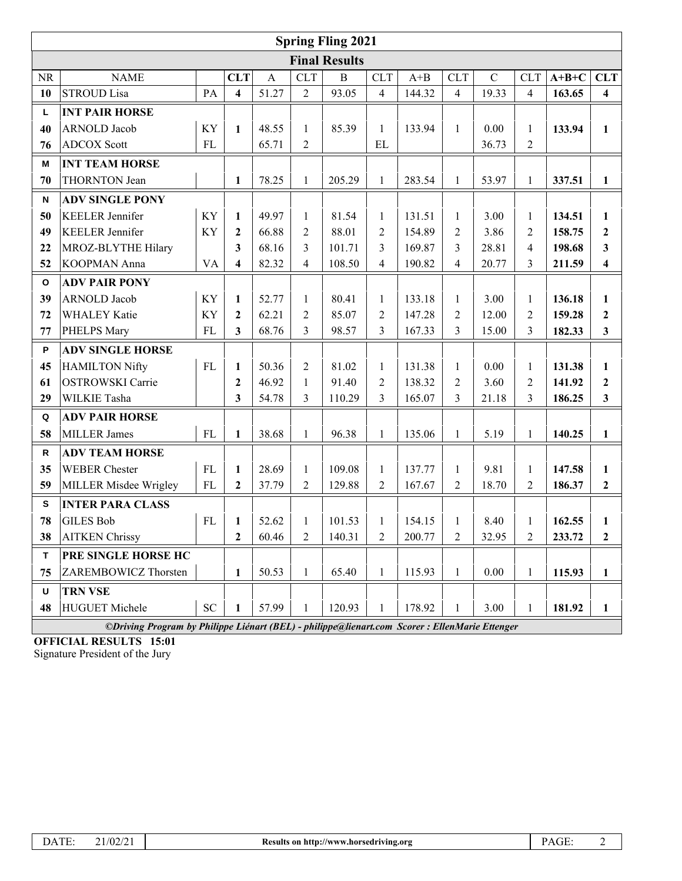## Spring Fling 2021

### Final Results

| NR | NAME | | CLT | A | CLT | B | CLT | A+B | CLT | C | CLT | A+B+C | CLT |
|---|---|---|---|---|---|---|---|---|---|---|---|---|---|
| 10 | STROUD Lisa | PA | **4** | 51.27 | 2 | 93.05 | 4 | 144.32 | 4 | 19.33 | 4 | **163.65** | **4** |
| L | **INT PAIR HORSE** | | | | | | | | | | | | |
| 40 | ARNOLD Jacob | KY | **1** | 48.55 | 1 | 85.39 | 1 | 133.94 | 1 | 0.00 | 1 | **133.94** | **1** |
| 76 | ADCOX Scott | FL | | 65.71 | 2 | | EL | | | 36.73 | 2 | | |
| M | **INT TEAM HORSE** | | | | | | | | | | | | |
| 70 | THORNTON Jean | | **1** | 78.25 | 1 | 205.29 | 1 | 283.54 | 1 | 53.97 | 1 | **337.51** | **1** |
| N | **ADV SINGLE PONY** | | | | | | | | | | | | |
| 50 | KEELER Jennifer | KY | **1** | 49.97 | 1 | 81.54 | 1 | 131.51 | 1 | 3.00 | 1 | **134.51** | **1** |
| 49 | KEELER Jennifer | KY | **2** | 66.88 | 2 | 88.01 | 2 | 154.89 | 2 | 3.86 | 2 | **158.75** | **2** |
| 22 | MROZ-BLYTHE Hilary | | **3** | 68.16 | 3 | 101.71 | 3 | 169.87 | 3 | 28.81 | 4 | **198.68** | **3** |
| 52 | KOOPMAN Anna | VA | **4** | 82.32 | 4 | 108.50 | 4 | 190.82 | 4 | 20.77 | 3 | **211.59** | **4** |
| O | **ADV PAIR PONY** | | | | | | | | | | | | |
| 39 | ARNOLD Jacob | KY | **1** | 52.77 | 1 | 80.41 | 1 | 133.18 | 1 | 3.00 | 1 | **136.18** | **1** |
| 72 | WHALEY Katie | KY | **2** | 62.21 | 2 | 85.07 | 2 | 147.28 | 2 | 12.00 | 2 | **159.28** | **2** |
| 77 | PHELPS Mary | FL | **3** | 68.76 | 3 | 98.57 | 3 | 167.33 | 3 | 15.00 | 3 | **182.33** | **3** |
| P | **ADV SINGLE HORSE** | | | | | | | | | | | | |
| 45 | HAMILTON Nifty | FL | **1** | 50.36 | 2 | 81.02 | 1 | 131.38 | 1 | 0.00 | 1 | **131.38** | **1** |
| 61 | OSTROWSKI Carrie | | **2** | 46.92 | 1 | 91.40 | 2 | 138.32 | 2 | 3.60 | 2 | **141.92** | **2** |
| 29 | WILKIE Tasha | | **3** | 54.78 | 3 | 110.29 | 3 | 165.07 | 3 | 21.18 | 3 | **186.25** | **3** |
| Q | **ADV PAIR HORSE** | | | | | | | | | | | | |
| 58 | MILLER James | FL | **1** | 38.68 | 1 | 96.38 | 1 | 135.06 | 1 | 5.19 | 1 | **140.25** | **1** |
| R | **ADV TEAM HORSE** | | | | | | | | | | | | |
| 35 | WEBER Chester | FL | **1** | 28.69 | 1 | 109.08 | 1 | 137.77 | 1 | 9.81 | 1 | **147.58** | **1** |
| 59 | MILLER Misdee Wrigley | FL | **2** | 37.79 | 2 | 129.88 | 2 | 167.67 | 2 | 18.70 | 2 | **186.37** | **2** |
| S | **INTER PARA CLASS** | | | | | | | | | | | | |
| 78 | GILES Bob | FL | **1** | 52.62 | 1 | 101.53 | 1 | 154.15 | 1 | 8.40 | 1 | **162.55** | **1** |
| 38 | AITKEN Chrissy | | **2** | 60.46 | 2 | 140.31 | 2 | 200.77 | 2 | 32.95 | 2 | **233.72** | **2** |
| T | **PRE SINGLE HORSE HC** | | | | | | | | | | | | |
| 75 | ZAREMBOWICZ Thorsten | | **1** | 50.53 | 1 | 65.40 | 1 | 115.93 | 1 | 0.00 | 1 | **115.93** | **1** |
| U | **TRN VSE** | | | | | | | | | | | | |
| 48 | HUGUET Michele | SC | **1** | 57.99 | 1 | 120.93 | 1 | 178.92 | 1 | 3.00 | 1 | **181.92** | **1** |

***©Driving Program by Philippe Liénart (BEL) - philippe@lienart.com Scorer : EllenMarie Ettenger***

**OFFICIAL RESULTS 15:01**

Signature President of the Jury

DATE: 21/02/21 | **Results on http://www.horsedriving.org**